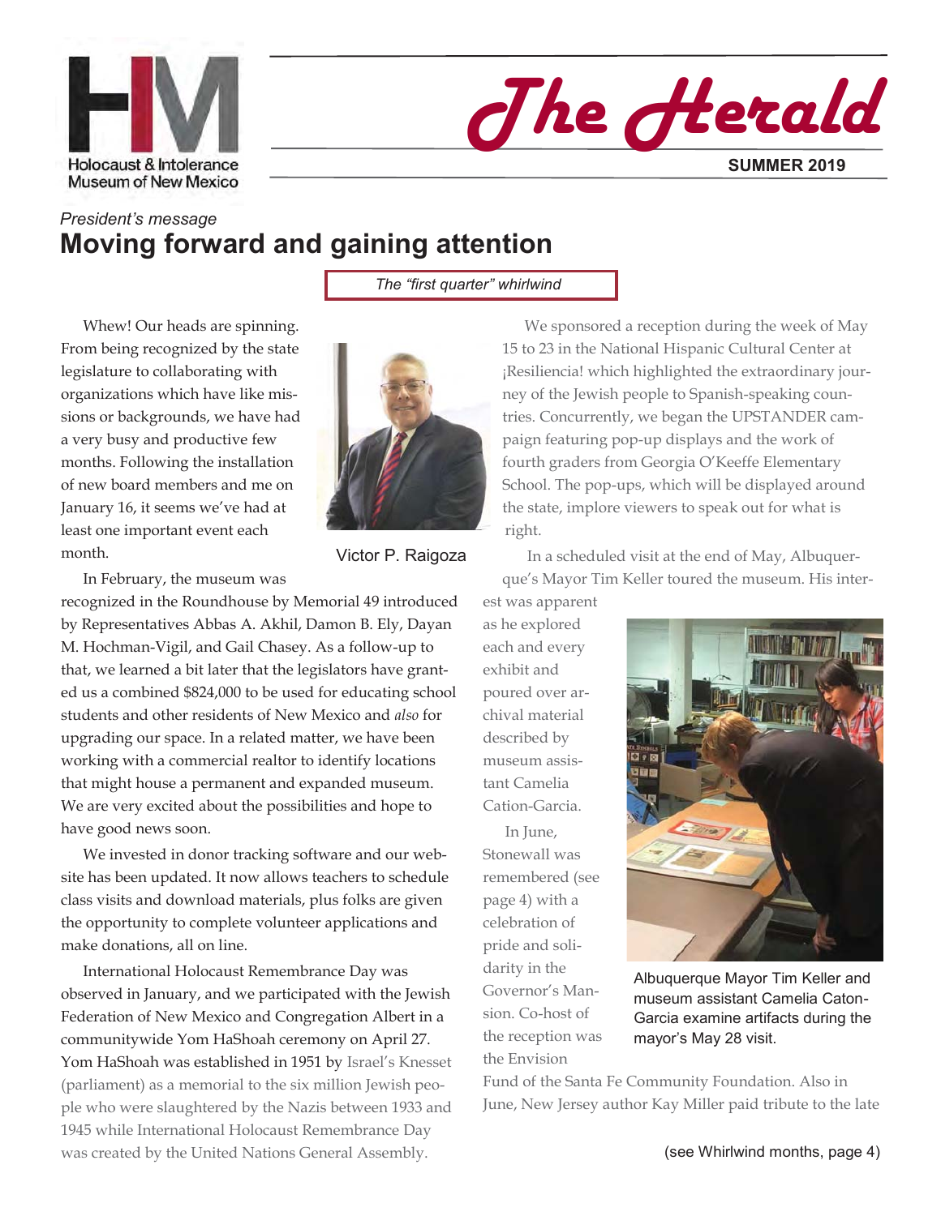Holocaust & Intolerance Museum of New Mexico

# The Herald

**SUMMER 2019**

*President's message*

## Moving forward and gaining attention

*The "first quarter" whirlwind*

Whew! Our heads are spinning. From being recognized by the state legislature to collaborating with organizations which have like missions or backgrounds, we have had a very busy and productive few months. Following the installation of new board members and me on January 16, it seems we've had at least one important event each month.

Victor P. Raigoza

In February, the museum was recognized in the Roundhouse by Memorial 49 introduced by Representatives Abbas A. Akhil, Damon B. Ely, Dayan M. Hochman-Vigil, and Gail Chasey. As a follow-up to that, we learned a bit later that the legislators have granted us a combined $824,000 to be used for educating school students and other residents of New Mexico and *also* for upgrading our space. In a related matter, we have been working with a commercial realtor to identify locations that might house a permanent and expanded museum. We are very excited about the possibilities and hope to have good news soon.

We invested in donor tracking software and our website has been updated. It now allows teachers to schedule class visits and download materials, plus folks are given the opportunity to complete volunteer applications and make donations, all on line.

International Holocaust Remembrance Day was observed in January, and we participated with the Jewish Federation of New Mexico and Congregation Albert in a communitywide Yom HaShoah ceremony on April 27. Yom HaShoah was established in 1951 by Israel's Knesset (parliament) as a memorial to the six million Jewish people who were slaughtered by the Nazis between 1933 and 1945 while International Holocaust Remembrance Day was created by the United Nations General Assembly.

We sponsored a reception during the week of May 15 to 23 in the National Hispanic Cultural Center at ¡Resiliencia! which highlighted the extraordinary journey of the Jewish people to Spanish-speaking countries. Concurrently, we began the UPSTANDER campaign featuring pop-up displays and the work of fourth graders from Georgia O'Keeffe Elementary School. The pop-ups, which will be displayed around the state, implore viewers to speak out for what is right.

In a scheduled visit at the end of May, Albuquerque's Mayor Tim Keller toured the museum. His interest was apparent as he explored each and every exhibit and poured over archival material described by museum assistant Camelia Cation-Garcia.

Albuquerque Mayor Tim Keller and museum assistant Camelia Caton-Garcia examine artifacts during the mayor's May 28 visit.

In June, Stonewall was remembered (see page 4) with a celebration of pride and solidarity in the Governor's Mansion. Co-host of the reception was the Envision Fund of the Santa Fe Community Foundation. Also in June, New Jersey author Kay Miller paid tribute to the late

(see Whirlwind months, page 4)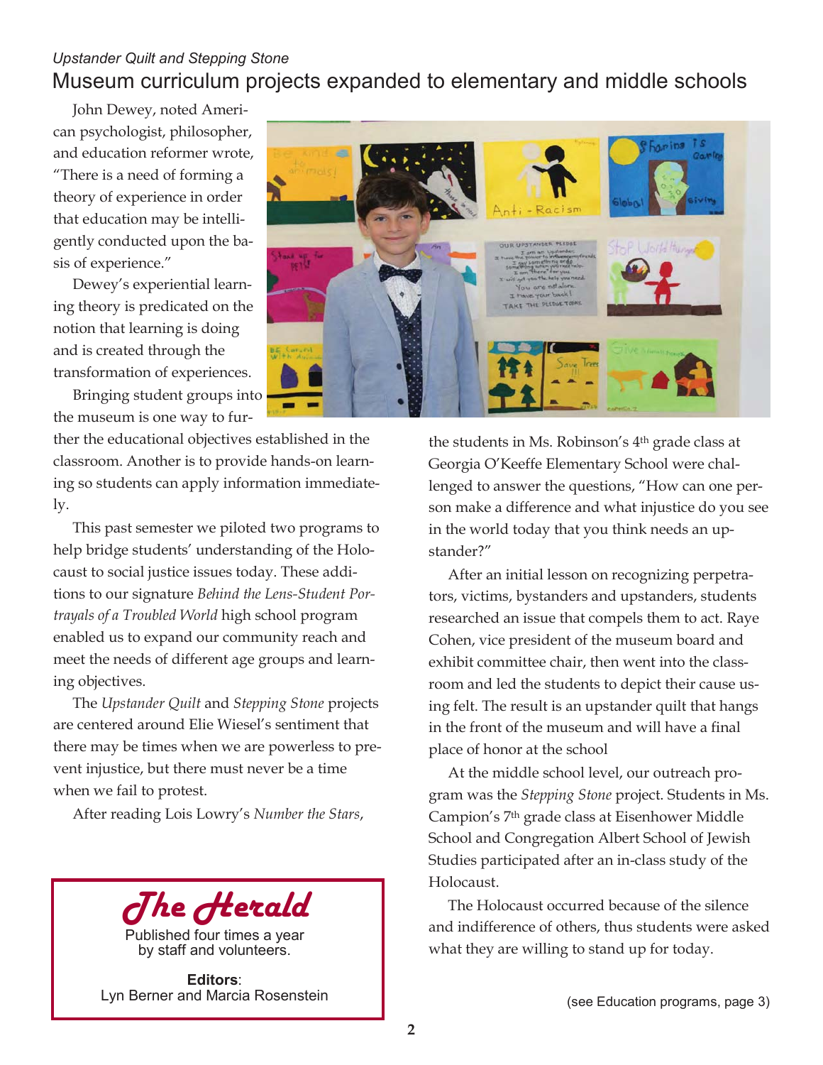*Upstander Quilt and Stepping Stone*

# Museum curriculum projects expanded to elementary and middle schools

John Dewey, noted American psychologist, philosopher, and education reformer wrote, "There is a need of forming a theory of experience in order that education may be intelligently conducted upon the basis of experience."

Dewey's experiential learning theory is predicated on the notion that learning is doing and is created through the transformation of experiences.

Bringing student groups into the museum is one way to further the educational objectives established in the classroom. Another is to provide hands-on learning so students can apply information immediately.

This past semester we piloted two programs to help bridge students' understanding of the Holocaust to social justice issues today. These additions to our signature *Behind the Lens-Student Portrayals of a Troubled World* high school program enabled us to expand our community reach and meet the needs of different age groups and learning objectives.

The *Upstander Quilt* and *Stepping Stone* projects are centered around Elie Wiesel's sentiment that there may be times when we are powerless to prevent injustice, but there must never be a time when we fail to protest.

After reading Lois Lowry's *Number the Stars*, the students in Ms. Robinson's 4th grade class at Georgia O'Keeffe Elementary School were challenged to answer the questions, "How can one person make a difference and what injustice do you see in the world today that you think needs an upstander?"

After an initial lesson on recognizing perpetrators, victims, bystanders and upstanders, students researched an issue that compels them to act. Raye Cohen, vice president of the museum board and exhibit committee chair, then went into the classroom and led the students to depict their cause using felt. The result is an upstander quilt that hangs in the front of the museum and will have a final place of honor at the school

At the middle school level, our outreach program was the *Stepping Stone* project. Students in Ms. Campion's 7th grade class at Eisenhower Middle School and Congregation Albert School of Jewish Studies participated after an in-class study of the Holocaust.

The Holocaust occurred because of the silence and indifference of others, thus students were asked what they are willing to stand up for today.

(see Education programs, page 3)

---

**The Herald**

Published four times a year by staff and volunteers.

**Editors**: Lyn Berner and Marcia Rosenstein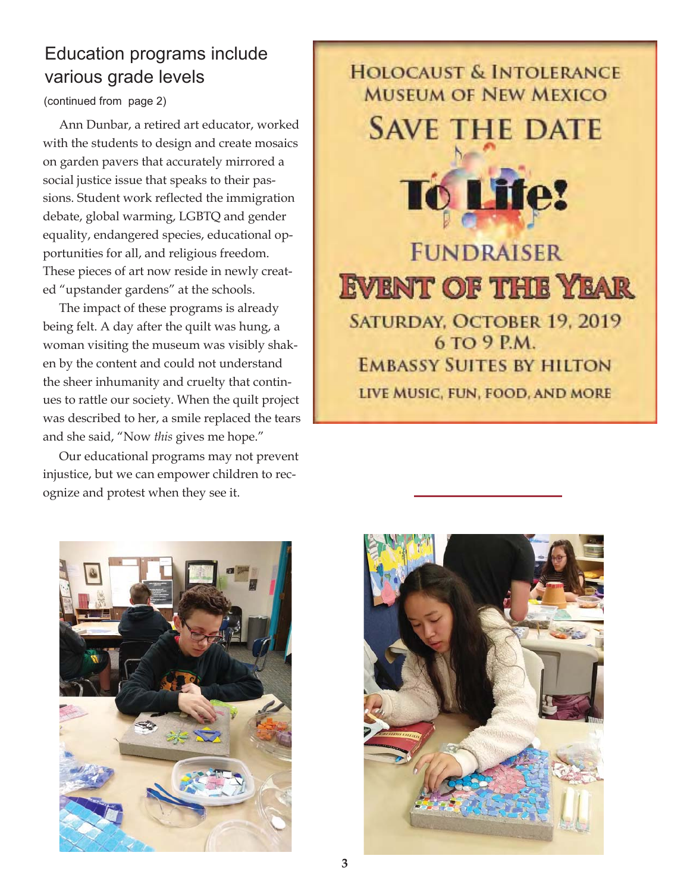## Education programs include various grade levels

(continued from page 2)

Ann Dunbar, a retired art educator, worked with the students to design and create mosaics on garden pavers that accurately mirrored a social justice issue that speaks to their passions. Student work reflected the immigration debate, global warming, LGBTQ and gender equality, endangered species, educational opportunities for all, and religious freedom. These pieces of art now reside in newly created "upstander gardens" at the schools.

The impact of these programs is already being felt. A day after the quilt was hung, a woman visiting the museum was visibly shaken by the content and could not understand the sheer inhumanity and cruelty that continues to rattle our society. When the quilt project was described to her, a smile replaced the tears and she said, "Now *this* gives me hope."

Our educational programs may not prevent injustice, but we can empower children to recognize and protest when they see it.

---

HOLOCAUST & INTOLERANCE MUSEUM OF NEW MEXICO

# SAVE THE DATE

# To Life!

## FUNDRAISER

## EVENT OF THE YEAR

SATURDAY, OCTOBER 19, 2019
6 TO 9 P.M.
EMBASSY SUITES BY HILTON
LIVE MUSIC, FUN, FOOD, AND MORE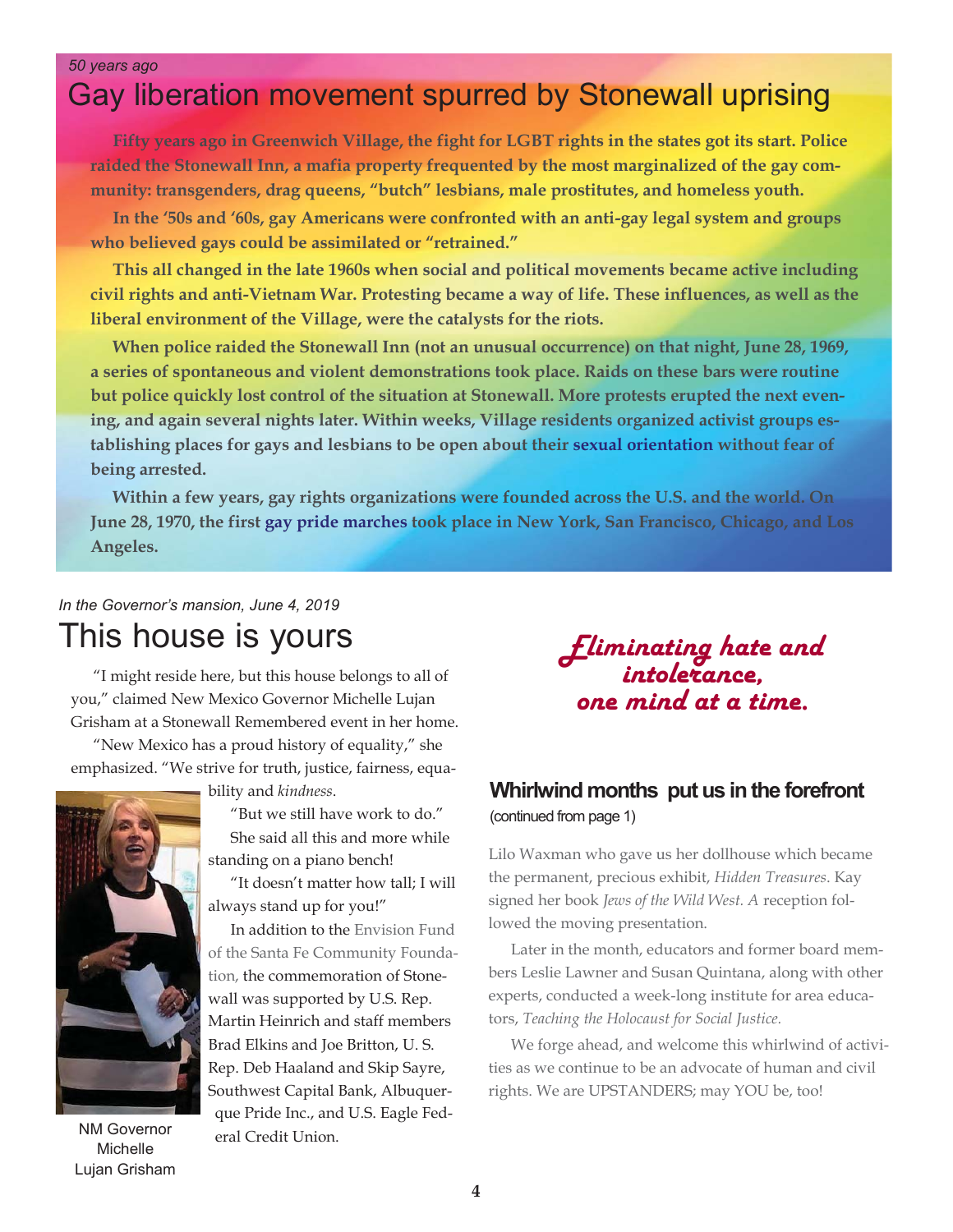*50 years ago*

# Gay liberation movement spurred by Stonewall uprising

**Fifty years ago in Greenwich Village, the fight for LGBT rights in the states got its start. Police raided the Stonewall Inn, a mafia property frequented by the most marginalized of the gay community: transgenders, drag queens, "butch" lesbians, male prostitutes, and homeless youth.**

**In the '50s and '60s, gay Americans were confronted with an anti-gay legal system and groups who believed gays could be assimilated or "retrained."**

**This all changed in the late 1960s when social and political movements became active including civil rights and anti-Vietnam War. Protesting became a way of life. These influences, as well as the liberal environment of the Village, were the catalysts for the riots.**

**When police raided the Stonewall Inn (not an unusual occurrence) on that night, June 28, 1969, a series of spontaneous and violent demonstrations took place. Raids on these bars were routine but police quickly lost control of the situation at Stonewall. More protests erupted the next evening, and again several nights later. Within weeks, Village residents organized activist groups establishing places for gays and lesbians to be open about their sexual orientation without fear of being arrested.**

**Within a few years, gay rights organizations were founded across the U.S. and the world. On June 28, 1970, the first gay pride marches took place in New York, San Francisco, Chicago, and Los Angeles.**

*In the Governor's mansion, June 4, 2019*

# This house is yours

"I might reside here, but this house belongs to all of you," claimed New Mexico Governor Michelle Lujan Grisham at a Stonewall Remembered event in her home.

"New Mexico has a proud history of equality," she emphasized. "We strive for truth, justice, fairness, equability and *kindness*.

"But we still have work to do."

She said all this and more while standing on a piano bench!

"It doesn't matter how tall; I will always stand up for you!"

In addition to the Envision Fund of the Santa Fe Community Foundation, the commemoration of Stonewall was supported by U.S. Rep. Martin Heinrich and staff members Brad Elkins and Joe Britton, U. S. Rep. Deb Haaland and Skip Sayre, Southwest Capital Bank, Albuquerque Pride Inc., and U.S. Eagle Federal Credit Union.

NM Governor Michelle Lujan Grisham

***Eliminating hate and intolerance, one mind at a time.***

## Whirlwind months put us in the forefront

(continued from page 1)

Lilo Waxman who gave us her dollhouse which became the permanent, precious exhibit, *Hidden Treasures*. Kay signed her book *Jews of the Wild West. A* reception followed the moving presentation.

Later in the month, educators and former board members Leslie Lawner and Susan Quintana, along with other experts, conducted a week-long institute for area educators, *Teaching the Holocaust for Social Justice.*

We forge ahead, and welcome this whirlwind of activities as we continue to be an advocate of human and civil rights. We are UPSTANDERS; may YOU be, too!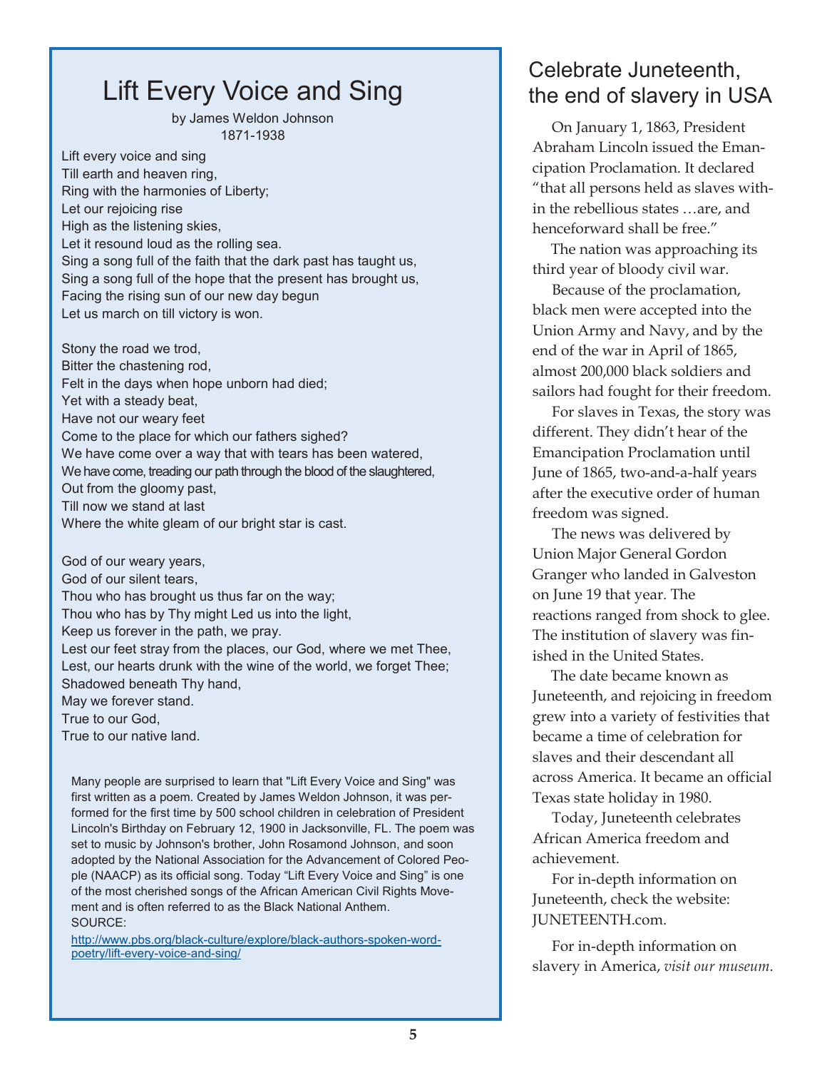# Lift Every Voice and Sing

by James Weldon Johnson
1871-1938

Lift every voice and sing
Till earth and heaven ring,
Ring with the harmonies of Liberty;
Let our rejoicing rise
High as the listening skies,
Let it resound loud as the rolling sea.
Sing a song full of the faith that the dark past has taught us,
Sing a song full of the hope that the present has brought us,
Facing the rising sun of our new day begun
Let us march on till victory is won.

Stony the road we trod,
Bitter the chastening rod,
Felt in the days when hope unborn had died;
Yet with a steady beat,
Have not our weary feet
Come to the place for which our fathers sighed?
We have come over a way that with tears has been watered,
We have come, treading our path through the blood of the slaughtered,
Out from the gloomy past,
Till now we stand at last
Where the white gleam of our bright star is cast.

God of our weary years,
God of our silent tears,
Thou who has brought us thus far on the way;
Thou who has by Thy might Led us into the light,
Keep us forever in the path, we pray.
Lest our feet stray from the places, our God, where we met Thee,
Lest, our hearts drunk with the wine of the world, we forget Thee;
Shadowed beneath Thy hand,
May we forever stand.
True to our God,
True to our native land.

Many people are surprised to learn that "Lift Every Voice and Sing" was first written as a poem. Created by James Weldon Johnson, it was performed for the first time by 500 school children in celebration of President Lincoln's Birthday on February 12, 1900 in Jacksonville, FL. The poem was set to music by Johnson's brother, John Rosamond Johnson, and soon adopted by the National Association for the Advancement of Colored People (NAACP) as its official song. Today "Lift Every Voice and Sing" is one of the most cherished songs of the African American Civil Rights Movement and is often referred to as the Black National Anthem.
SOURCE:
http://www.pbs.org/black-culture/explore/black-authors-spoken-word-poetry/lift-every-voice-and-sing/

# Celebrate Juneteenth, the end of slavery in USA

On January 1, 1863, President Abraham Lincoln issued the Emancipation Proclamation. It declared "that all persons held as slaves within the rebellious states …are, and henceforward shall be free."

The nation was approaching its third year of bloody civil war.

Because of the proclamation, black men were accepted into the Union Army and Navy, and by the end of the war in April of 1865, almost 200,000 black soldiers and sailors had fought for their freedom.

For slaves in Texas, the story was different. They didn't hear of the Emancipation Proclamation until June of 1865, two-and-a-half years after the executive order of human freedom was signed.

The news was delivered by Union Major General Gordon Granger who landed in Galveston on June 19 that year. The reactions ranged from shock to glee. The institution of slavery was finished in the United States.

The date became known as Juneteenth, and rejoicing in freedom grew into a variety of festivities that became a time of celebration for slaves and their descendant all across America. It became an official Texas state holiday in 1980.

Today, Juneteenth celebrates African America freedom and achievement.

For in-depth information on Juneteenth, check the website: JUNETEENTH.com.

For in-depth information on slavery in America, *visit our museum*.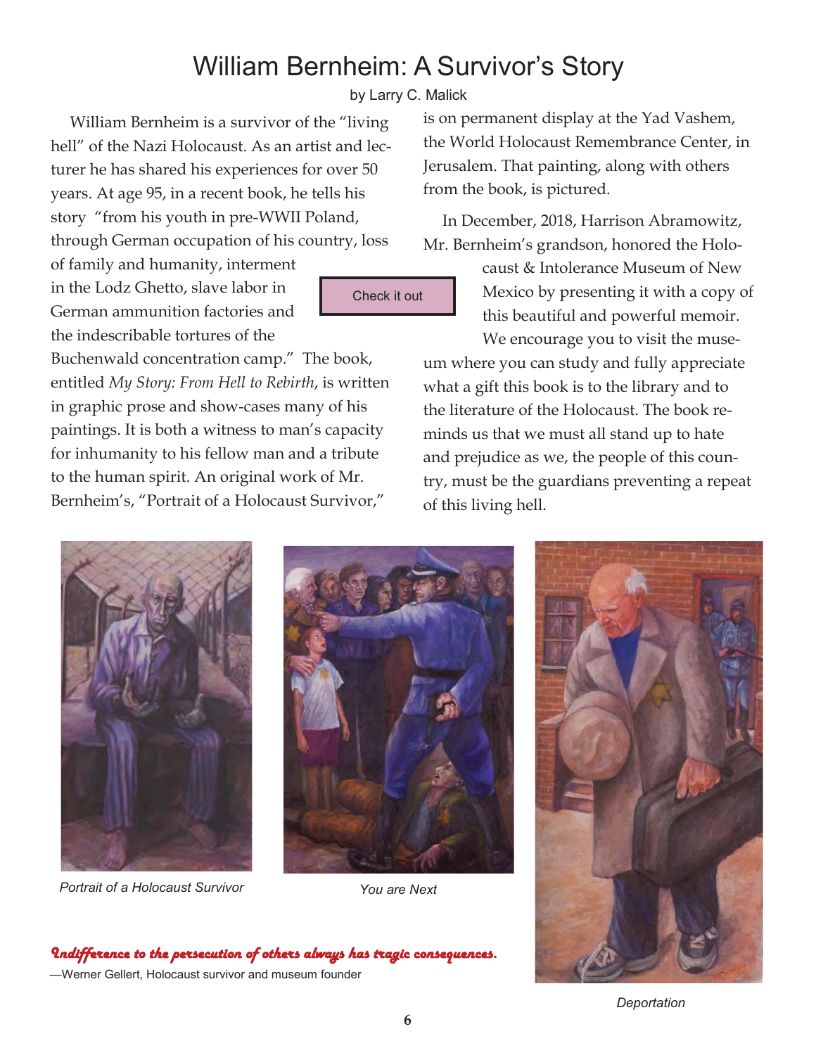# William Bernheim: A Survivor's Story

by Larry C. Malick

William Bernheim is a survivor of the "living hell" of the Nazi Holocaust. As an artist and lecturer he has shared his experiences for over 50 years. At age 95, in a recent book, he tells his story "from his youth in pre-WWII Poland, through German occupation of his country, loss of family and humanity, interment in the Lodz Ghetto, slave labor in German ammunition factories and the indescribable tortures of the Buchenwald concentration camp." The book, entitled *My Story: From Hell to Rebirth*, is written in graphic prose and show-cases many of his paintings. It is both a witness to man's capacity for inhumanity to his fellow man and a tribute to the human spirit. An original work of Mr. Bernheim's, "Portrait of a Holocaust Survivor," is on permanent display at the Yad Vashem, the World Holocaust Remembrance Center, in Jerusalem. That painting, along with others from the book, is pictured.

Check it out

In December, 2018, Harrison Abramowitz, Mr. Bernheim's grandson, honored the Holocaust & Intolerance Museum of New Mexico by presenting it with a copy of this beautiful and powerful memoir. We encourage you to visit the museum where you can study and fully appreciate what a gift this book is to the library and to the literature of the Holocaust. The book reminds us that we must all stand up to hate and prejudice as we, the people of this country, must be the guardians preventing a repeat of this living hell.

*Portrait of a Holocaust Survivor*

*You are Next*

*Deportation*

*Indifference to the persecution of others always has tragic consequences.*

—Werner Gellert, Holocaust survivor and museum founder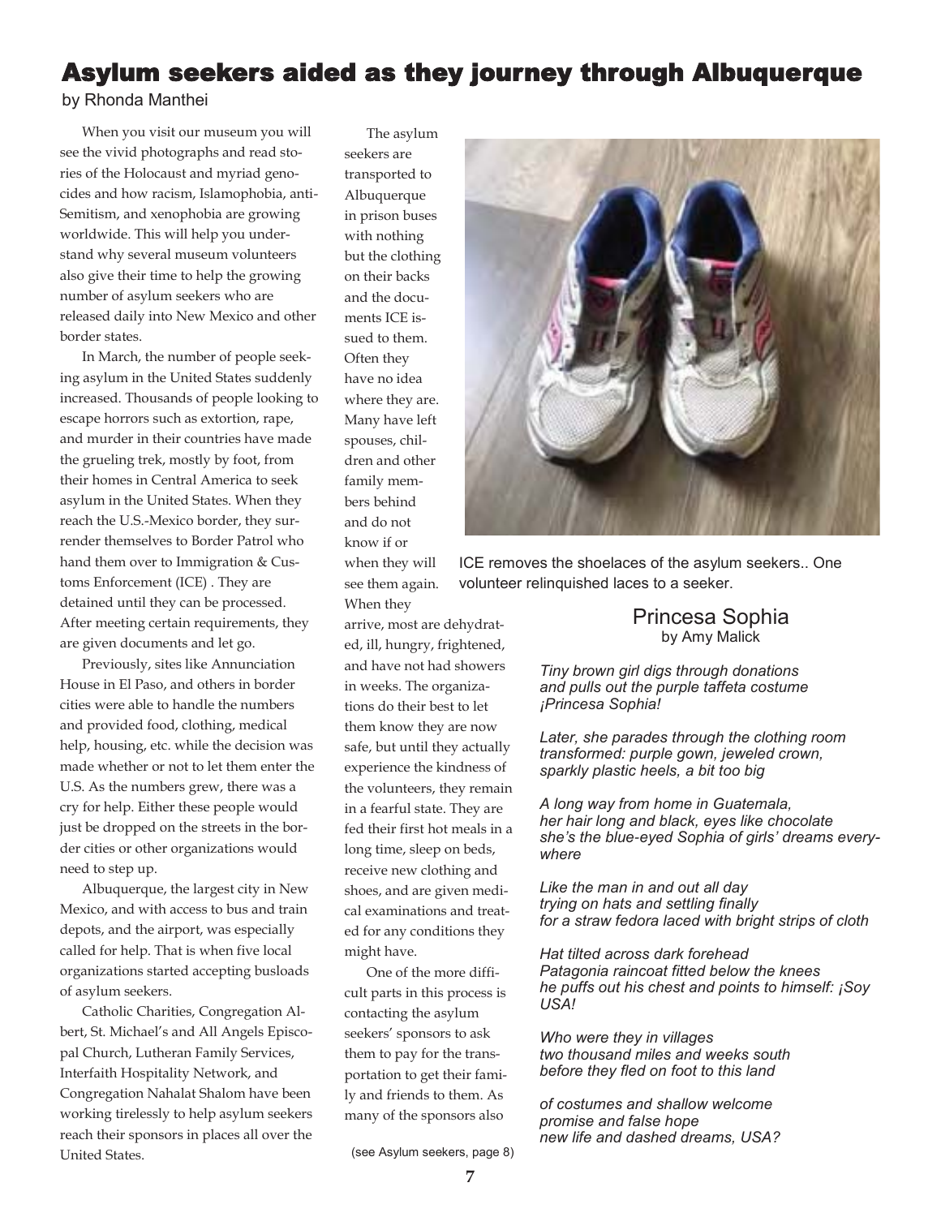# Asylum seekers aided as they journey through Albuquerque

by Rhonda Manthei

When you visit our museum you will see the vivid photographs and read stories of the Holocaust and myriad genocides and how racism, Islamophobia, anti-Semitism, and xenophobia are growing worldwide. This will help you understand why several museum volunteers also give their time to help the growing number of asylum seekers who are released daily into New Mexico and other border states.

In March, the number of people seeking asylum in the United States suddenly increased. Thousands of people looking to escape horrors such as extortion, rape, and murder in their countries have made the grueling trek, mostly by foot, from their homes in Central America to seek asylum in the United States. When they reach the U.S.-Mexico border, they surrender themselves to Border Patrol who hand them over to Immigration & Customs Enforcement (ICE) . They are detained until they can be processed. After meeting certain requirements, they are given documents and let go.

Previously, sites like Annunciation House in El Paso, and others in border cities were able to handle the numbers and provided food, clothing, medical help, housing, etc. while the decision was made whether or not to let them enter the U.S. As the numbers grew, there was a cry for help. Either these people would just be dropped on the streets in the border cities or other organizations would need to step up.

Albuquerque, the largest city in New Mexico, and with access to bus and train depots, and the airport, was especially called for help. That is when five local organizations started accepting busloads of asylum seekers.

Catholic Charities, Congregation Albert, St. Michael's and All Angels Episcopal Church, Lutheran Family Services, Interfaith Hospitality Network, and Congregation Nahalat Shalom have been working tirelessly to help asylum seekers reach their sponsors in places all over the United States.

The asylum seekers are transported to Albuquerque in prison buses with nothing but the clothing on their backs and the documents ICE issued to them. Often they have no idea where they are. Many have left spouses, children and other family members behind and do not know if or when they will see them again. When they arrive, most are dehydrated, ill, hungry, frightened, and have not had showers in weeks. The organizations do their best to let them know they are now safe, but until they actually experience the kindness of the volunteers, they remain in a fearful state. They are fed their first hot meals in a long time, sleep on beds, receive new clothing and shoes, and are given medical examinations and treated for any conditions they might have.

One of the more difficult parts in this process is contacting the asylum seekers' sponsors to ask them to pay for the transportation to get their family and friends to them. As many of the sponsors also

(see Asylum seekers, page 8)

ICE removes the shoelaces of the asylum seekers.. One volunteer relinquished laces to a seeker.

## Princesa Sophia

by Amy Malick

*Tiny brown girl digs through donations*
*and pulls out the purple taffeta costume*
*¡Princesa Sophia!*

*Later, she parades through the clothing room*
*transformed: purple gown, jeweled crown,*
*sparkly plastic heels, a bit too big*

*A long way from home in Guatemala,*
*her hair long and black, eyes like chocolate*
*she's the blue-eyed Sophia of girls' dreams everywhere*

*Like the man in and out all day*
*trying on hats and settling finally*
*for a straw fedora laced with bright strips of cloth*

*Hat tilted across dark forehead*
*Patagonia raincoat fitted below the knees*
*he puffs out his chest and points to himself: ¡Soy USA!*

*Who were they in villages*
*two thousand miles and weeks south*
*before they fled on foot to this land*

*of costumes and shallow welcome*
*promise and false hope*
*new life and dashed dreams, USA?*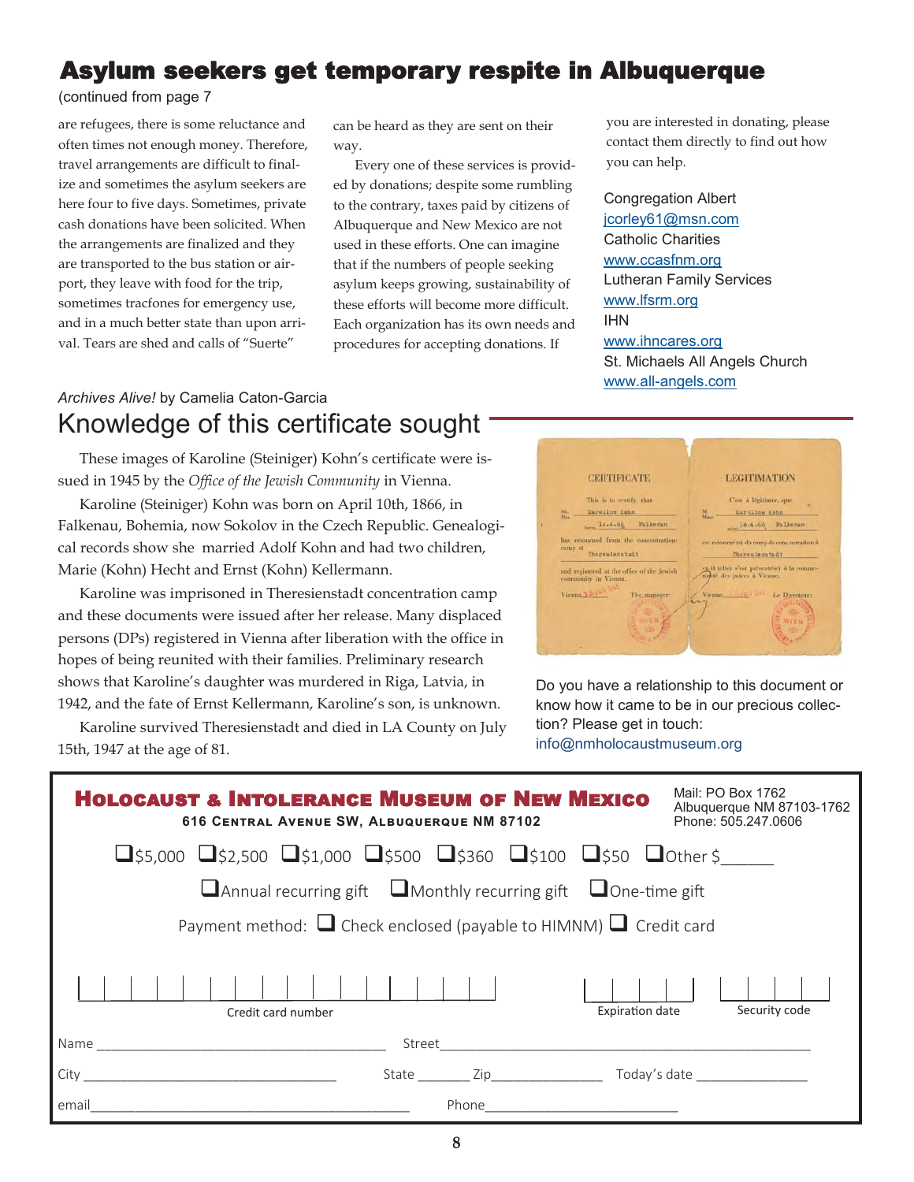## Asylum seekers get temporary respite in Albuquerque

(continued from page 7)

are refugees, there is some reluctance and often times not enough money. Therefore, travel arrangements are difficult to finalize and sometimes the asylum seekers are here four to five days. Sometimes, private cash donations have been solicited. When the arrangements are finalized and they are transported to the bus station or airport, they leave with food for the trip, sometimes tracfones for emergency use, and in a much better state than upon arrival. Tears are shed and calls of "Suerte" can be heard as they are sent on their way.

Every one of these services is provided by donations; despite some rumbling to the contrary, taxes paid by citizens of Albuquerque and New Mexico are not used in these efforts. One can imagine that if the numbers of people seeking asylum keeps growing, sustainability of these efforts will become more difficult. Each organization has its own needs and procedures for accepting donations. If you are interested in donating, please contact them directly to find out how you can help.

Congregation Albert
jcorley61@msn.com
Catholic Charities
www.ccasfnm.org
Lutheran Family Services
www.lfsrm.org
IHN
www.ihncares.org
St. Michaels All Angels Church
www.all-angels.com

*Archives Alive!* by Camelia Caton-Garcia

## Knowledge of this certificate sought

These images of Karoline (Steiniger) Kohn's certificate were issued in 1945 by the *Office of the Jewish Community* in Vienna.

Karoline (Steiniger) Kohn was born on April 10th, 1866, in Falkenau, Bohemia, now Sokolov in the Czech Republic. Genealogical records show she married Adolf Kohn and had two children, Marie (Kohn) Hecht and Ernst (Kohn) Kellermann.

Karoline was imprisoned in Theresienstadt concentration camp and these documents were issued after her release. Many displaced persons (DPs) registered in Vienna after liberation with the office in hopes of being reunited with their families. Preliminary research shows that Karoline's daughter was murdered in Riga, Latvia, in 1942, and the fate of Ernst Kellermann, Karoline's son, is unknown.

Karoline survived Theresienstadt and died in LA County on July 15th, 1947 at the age of 81.

Do you have a relationship to this document or know how it came to be in our precious collection? Please get in touch:
info@nmholocaustmuseum.org

**HOLOCAUST & INTOLERANCE MUSEUM OF NEW MEXICO**
**616 CENTRAL AVENUE SW, ALBUQUERQUE NM 87102**

Mail: PO Box 1762
Albuquerque NM 87103-1762
Phone: 505.247.0606

❑ $5,000 ❑ $2,500 ❑ $1,000 ❑ $500 ❑ $360 ❑ $100 ❑ $50 ❑ Other $______

❑ Annual recurring gift ❑ Monthly recurring gift ❑ One-time gift

Payment method: ❑ Check enclosed (payable to HIMNM) ❑ Credit card

Credit card number ____________ Expiration date ______ Security code ______

Name ______________________ Street ______________________

City ______________________ State _______ Zip _______________ Today's date _______________

email ______________________ Phone ______________________